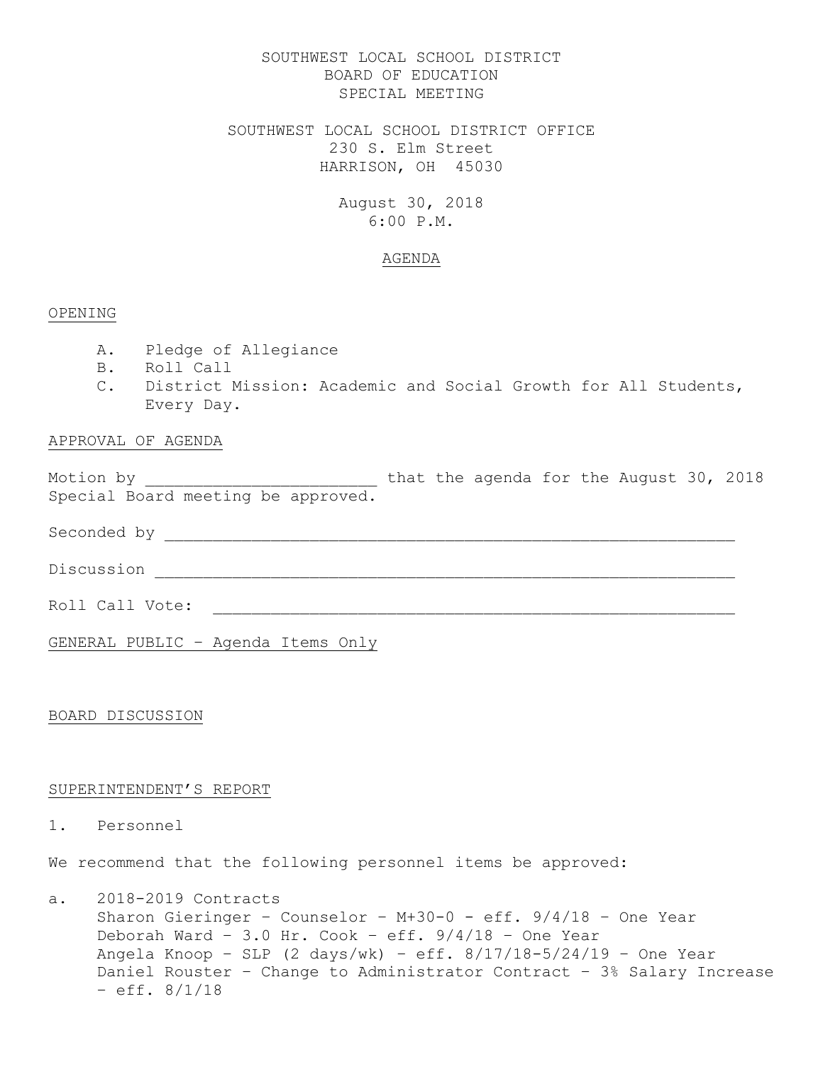SOUTHWEST LOCAL SCHOOL DISTRICT
BOARD OF EDUCATION
SPECIAL MEETING

SOUTHWEST LOCAL SCHOOL DISTRICT OFFICE
230 S. Elm Street
HARRISON, OH 45030

August 30, 2018
6:00 P.M.

## AGENDA

### OPENING

A. Pledge of Allegiance
B. Roll Call
C. District Mission: Academic and Social Growth for All Students, Every Day.

### APPROVAL OF AGENDA

Motion by ________________________ that the agenda for the August 30, 2018 Special Board meeting be approved.

Seconded by ______________________________________________________________

Discussion ______________________________________________________________

Roll Call Vote: __________________________________________________________

### GENERAL PUBLIC – Agenda Items Only

### BOARD DISCUSSION

### SUPERINTENDENT'S REPORT

1. Personnel

We recommend that the following personnel items be approved:

a. 2018-2019 Contracts
   Sharon Gieringer – Counselor – M+30-0 - eff. 9/4/18 – One Year
   Deborah Ward – 3.0 Hr. Cook – eff. 9/4/18 – One Year
   Angela Knoop – SLP (2 days/wk) – eff. 8/17/18-5/24/19 – One Year
   Daniel Rouster – Change to Administrator Contract – 3% Salary Increase – eff. 8/1/18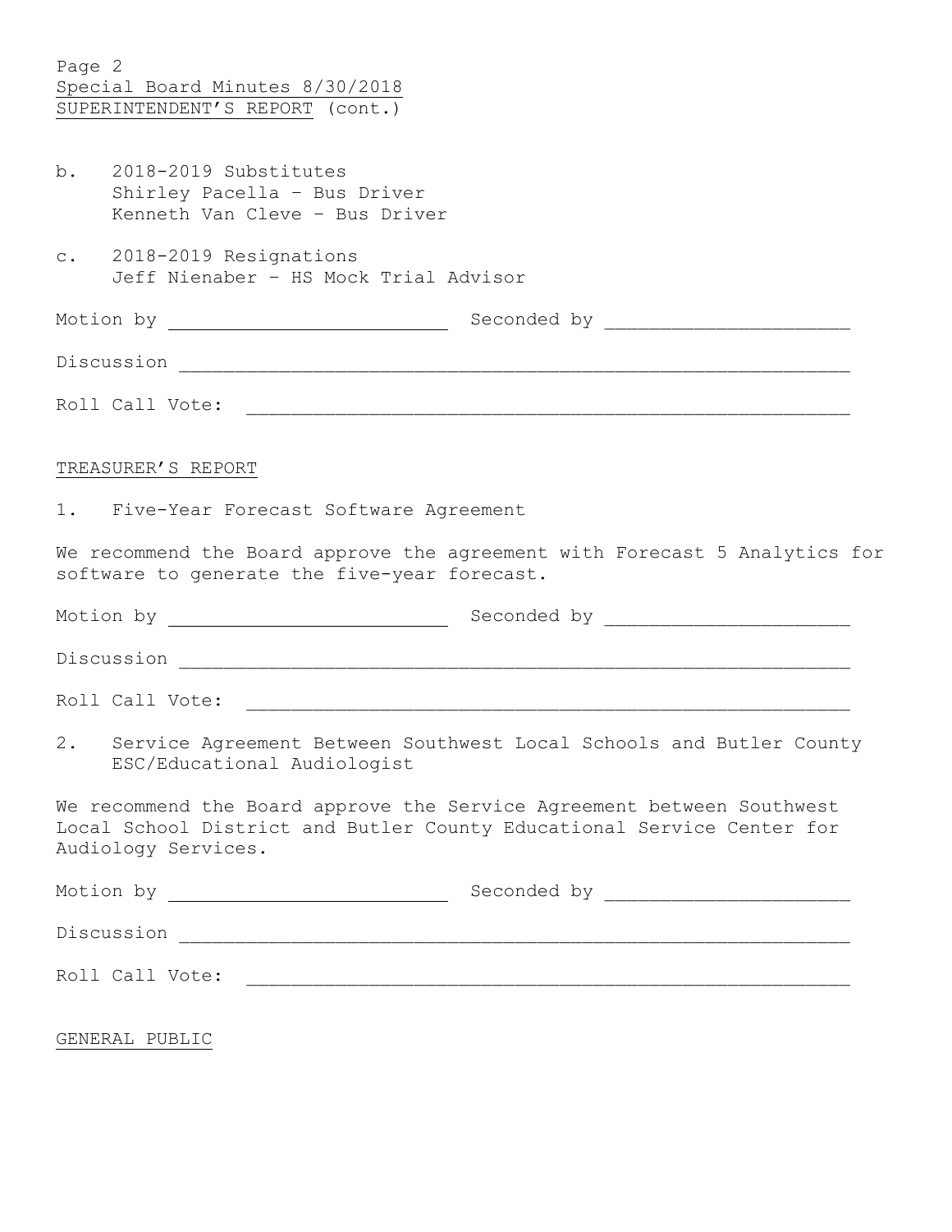Special Board Minutes 8/30/2018
SUPERINTENDENT'S REPORT (cont.)

b. 2018-2019 Substitutes
   Shirley Pacella – Bus Driver
   Kenneth Van Cleve – Bus Driver

c. 2018-2019 Resignations
   Jeff Nienaber – HS Mock Trial Advisor

Motion by ______________________ Seconded by ______________________

Discussion ______________________________________________________

Roll Call Vote: __________________________________________________

TREASURER'S REPORT

1. Five-Year Forecast Software Agreement

We recommend the Board approve the agreement with Forecast 5 Analytics for software to generate the five-year forecast.

Motion by ______________________ Seconded by ______________________

Discussion ______________________________________________________

Roll Call Vote: __________________________________________________

2. Service Agreement Between Southwest Local Schools and Butler County ESC/Educational Audiologist

We recommend the Board approve the Service Agreement between Southwest Local School District and Butler County Educational Service Center for Audiology Services.

Motion by ______________________ Seconded by ______________________

Discussion ______________________________________________________

Roll Call Vote: __________________________________________________

GENERAL PUBLIC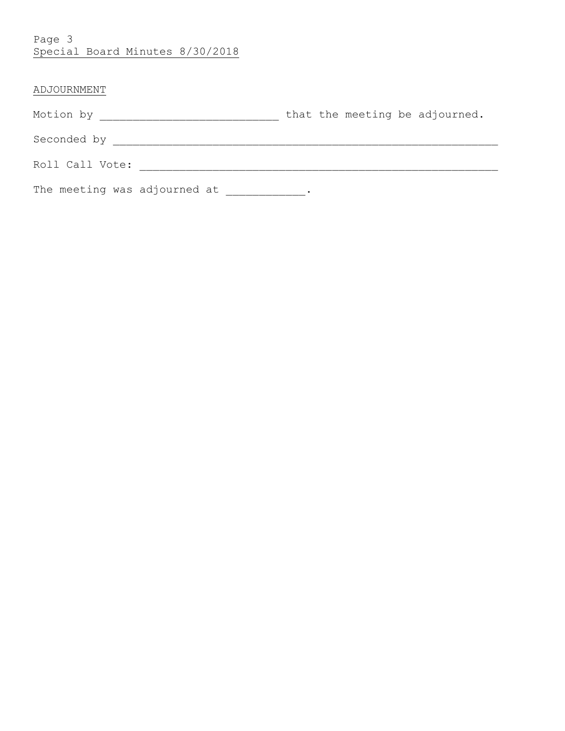## ADJOURNMENT

Motion by ___________________________ that the meeting be adjourned.

Seconded by __________________________________________________________

Roll Call Vote: ______________________________________________________

The meeting was adjourned at ____________.